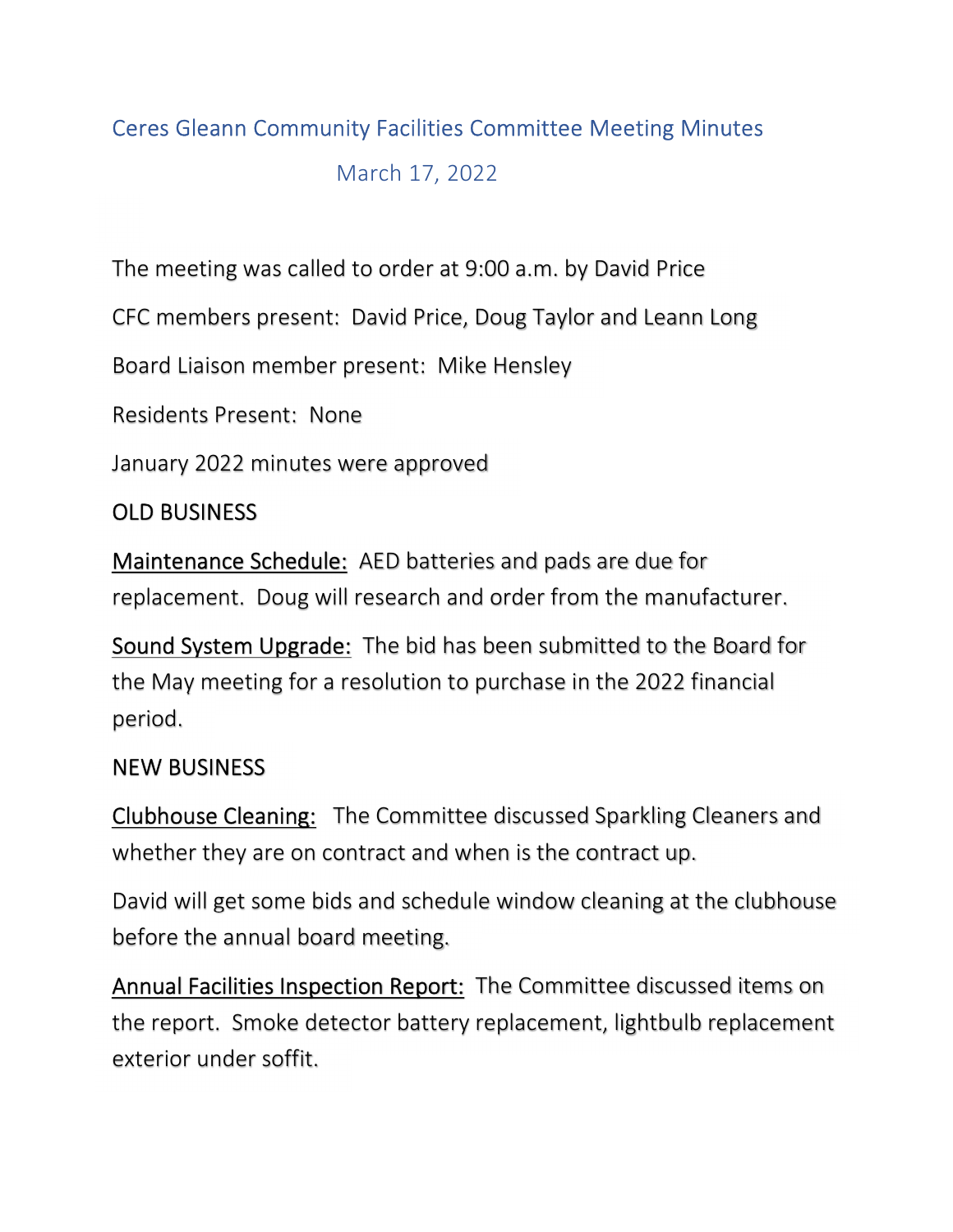# Ceres Gleann Community Facilities Committee Meeting Minutes

## March 17, 2022

The meeting was called to order at 9:00 a.m. by David Price

CFC members present: David Price, Doug Taylor and Leann Long

Board Liaison member present: Mike Hensley

Residents Present: None

January 2022 minutes were approved

OLD BUSINESS

<u>Maintenance Schedule:</u> AED batteries and pads are due for replacement. Doug will research and order from the manufacturer.

<u>Sound System Upgrade:</u> The bid has been submitted to the Board for the May meeting for a resolution to purchase in the 2022 financial period.

NEW BUSINESS

<u>Clubhouse Cleaning:</u> The Committee discussed Sparkling Cleaners and whether they are on contract and when is the contract up.

David will get some bids and schedule window cleaning at the clubhouse before the annual board meeting.

<u>Annual Facilities Inspection Report:</u> The Committee discussed items on the report. Smoke detector battery replacement, lightbulb replacement exterior under soffit.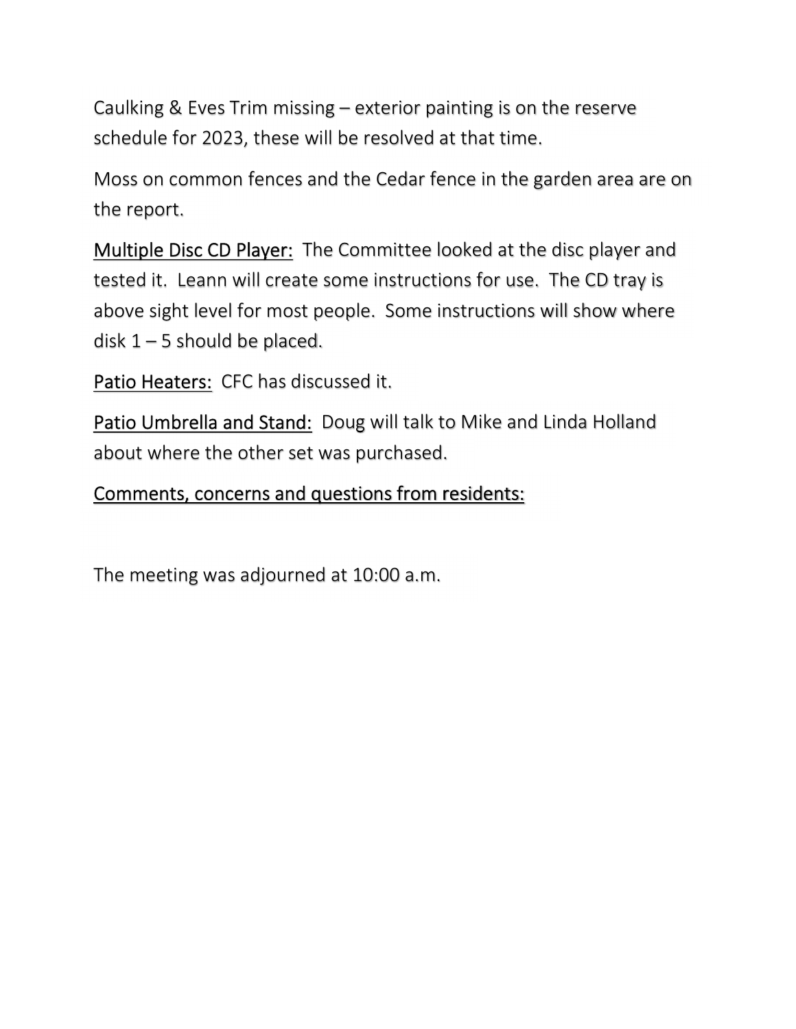Caulking & Eves Trim missing – exterior painting is on the reserve schedule for 2023, these will be resolved at that time.

Moss on common fences and the Cedar fence in the garden area are on the report.

<u>Multiple Disc CD Player:</u> The Committee looked at the disc player and tested it. Leann will create some instructions for use. The CD tray is above sight level for most people. Some instructions will show where disk 1 – 5 should be placed.

<u>Patio Heaters:</u> CFC has discussed it.

<u>Patio Umbrella and Stand:</u> Doug will talk to Mike and Linda Holland about where the other set was purchased.

<u>Comments, concerns and questions from residents:</u>

The meeting was adjourned at 10:00 a.m.